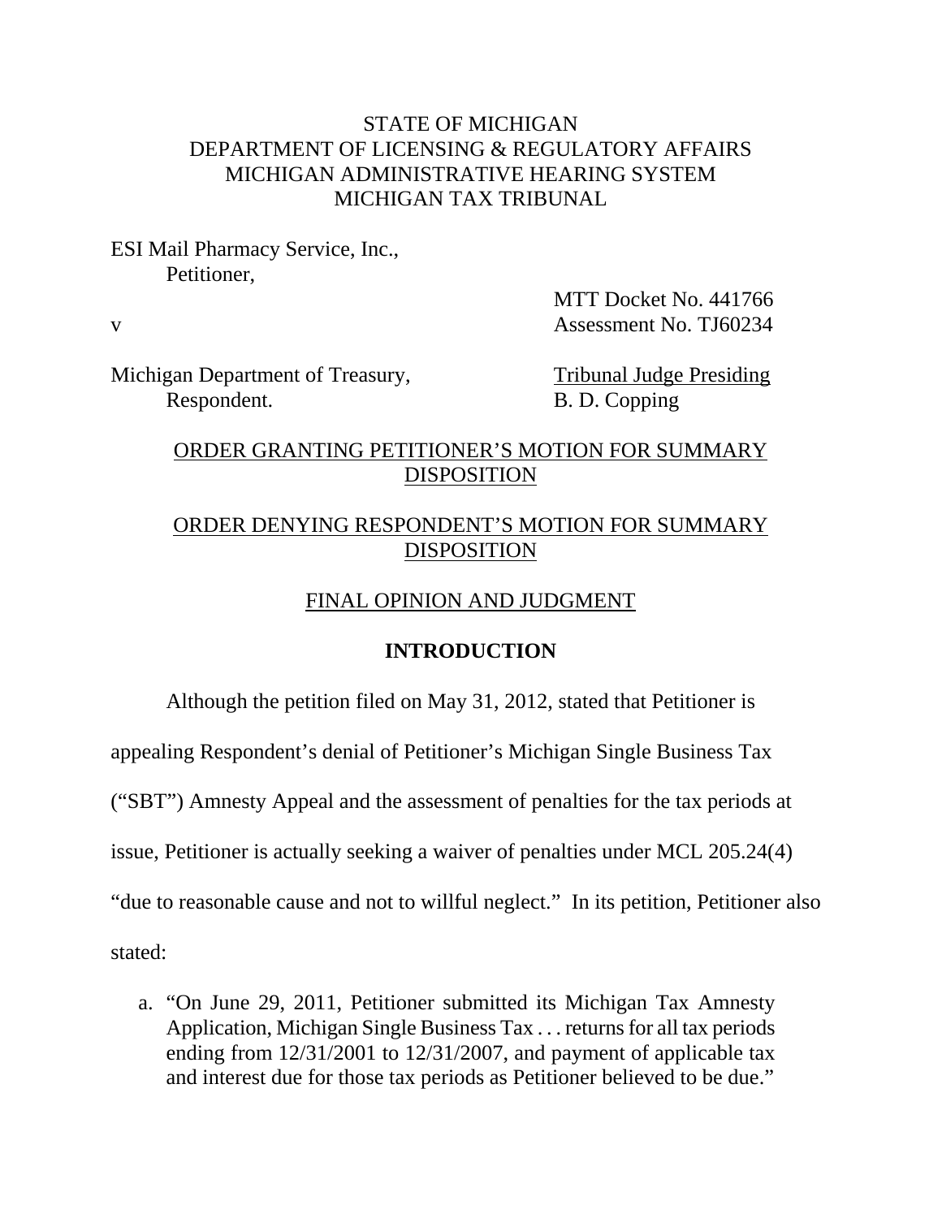STATE OF MICHIGAN
DEPARTMENT OF LICENSING & REGULATORY AFFAIRS
MICHIGAN ADMINISTRATIVE HEARING SYSTEM
MICHIGAN TAX TRIBUNAL

ESI Mail Pharmacy Service, Inc.,
Petitioner,

v

Michigan Department of Treasury,
Respondent.

MTT Docket No. 441766
Assessment No. TJ60234

Tribunal Judge Presiding
B. D. Copping

ORDER GRANTING PETITIONER'S MOTION FOR SUMMARY DISPOSITION

ORDER DENYING RESPONDENT'S MOTION FOR SUMMARY DISPOSITION

FINAL OPINION AND JUDGMENT

## INTRODUCTION

Although the petition filed on May 31, 2012, stated that Petitioner is appealing Respondent's denial of Petitioner's Michigan Single Business Tax ("SBT") Amnesty Appeal and the assessment of penalties for the tax periods at issue, Petitioner is actually seeking a waiver of penalties under MCL 205.24(4) "due to reasonable cause and not to willful neglect." In its petition, Petitioner also stated:

a. "On June 29, 2011, Petitioner submitted its Michigan Tax Amnesty Application, Michigan Single Business Tax . . . returns for all tax periods ending from 12/31/2001 to 12/31/2007, and payment of applicable tax and interest due for those tax periods as Petitioner believed to be due."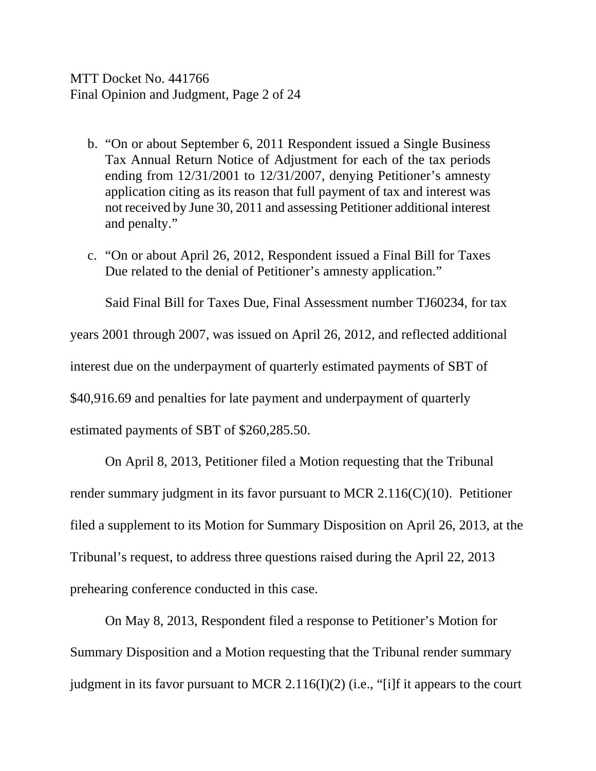b. "On or about September 6, 2011 Respondent issued a Single Business Tax Annual Return Notice of Adjustment for each of the tax periods ending from 12/31/2001 to 12/31/2007, denying Petitioner's amnesty application citing as its reason that full payment of tax and interest was not received by June 30, 2011 and assessing Petitioner additional interest and penalty."

c. "On or about April 26, 2012, Respondent issued a Final Bill for Taxes Due related to the denial of Petitioner's amnesty application."

Said Final Bill for Taxes Due, Final Assessment number TJ60234, for tax years 2001 through 2007, was issued on April 26, 2012, and reflected additional interest due on the underpayment of quarterly estimated payments of SBT of $40,916.69 and penalties for late payment and underpayment of quarterly estimated payments of SBT of $260,285.50.

On April 8, 2013, Petitioner filed a Motion requesting that the Tribunal render summary judgment in its favor pursuant to MCR 2.116(C)(10). Petitioner filed a supplement to its Motion for Summary Disposition on April 26, 2013, at the Tribunal's request, to address three questions raised during the April 22, 2013 prehearing conference conducted in this case.

On May 8, 2013, Respondent filed a response to Petitioner's Motion for Summary Disposition and a Motion requesting that the Tribunal render summary judgment in its favor pursuant to MCR 2.116(I)(2) (i.e., "[i]f it appears to the court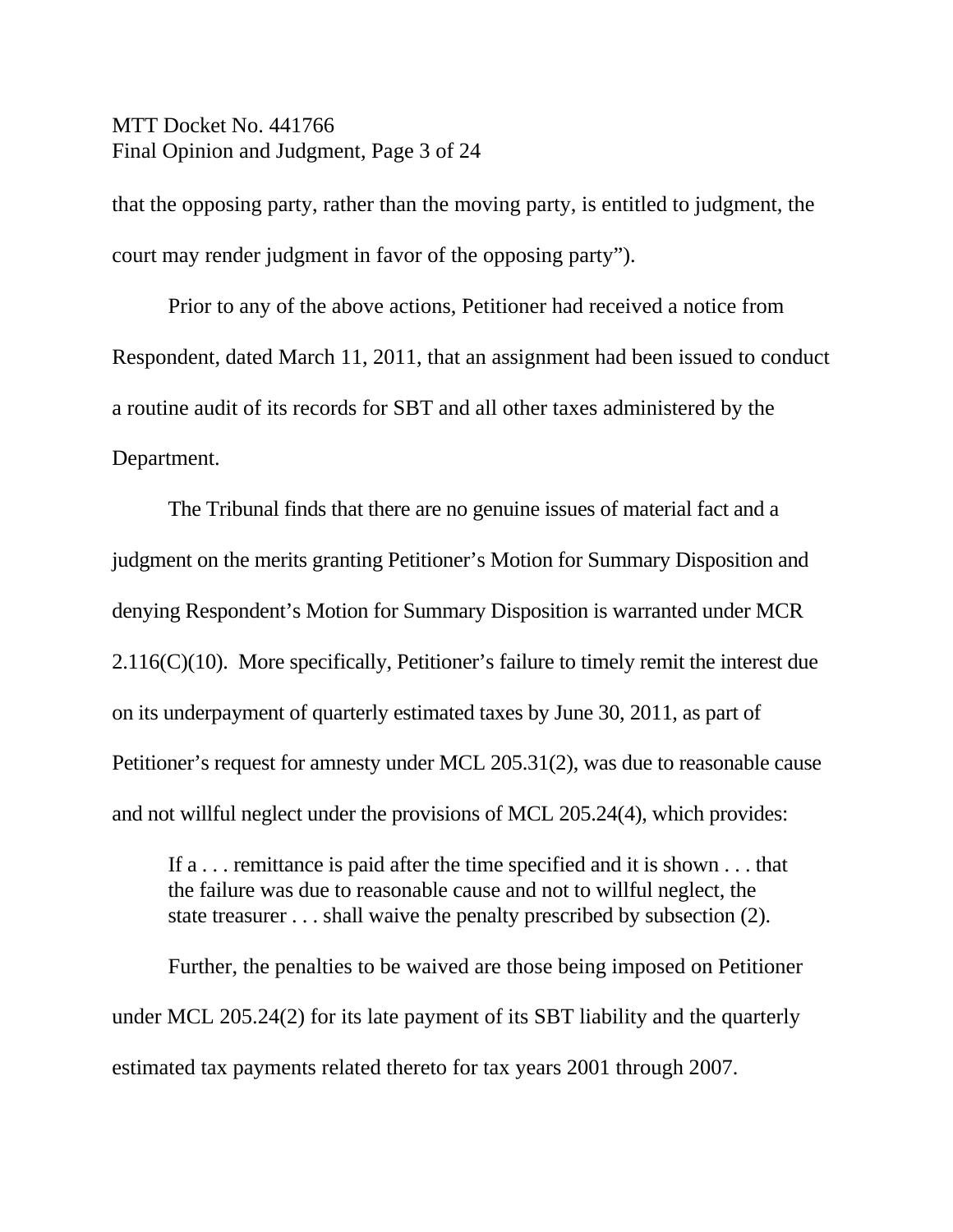that the opposing party, rather than the moving party, is entitled to judgment, the court may render judgment in favor of the opposing party").

Prior to any of the above actions, Petitioner had received a notice from Respondent, dated March 11, 2011, that an assignment had been issued to conduct a routine audit of its records for SBT and all other taxes administered by the Department.

The Tribunal finds that there are no genuine issues of material fact and a judgment on the merits granting Petitioner's Motion for Summary Disposition and denying Respondent's Motion for Summary Disposition is warranted under MCR 2.116(C)(10). More specifically, Petitioner's failure to timely remit the interest due on its underpayment of quarterly estimated taxes by June 30, 2011, as part of Petitioner's request for amnesty under MCL 205.31(2), was due to reasonable cause and not willful neglect under the provisions of MCL 205.24(4), which provides:

> If a . . . remittance is paid after the time specified and it is shown . . . that the failure was due to reasonable cause and not to willful neglect, the state treasurer . . . shall waive the penalty prescribed by subsection (2).

Further, the penalties to be waived are those being imposed on Petitioner under MCL 205.24(2) for its late payment of its SBT liability and the quarterly estimated tax payments related thereto for tax years 2001 through 2007.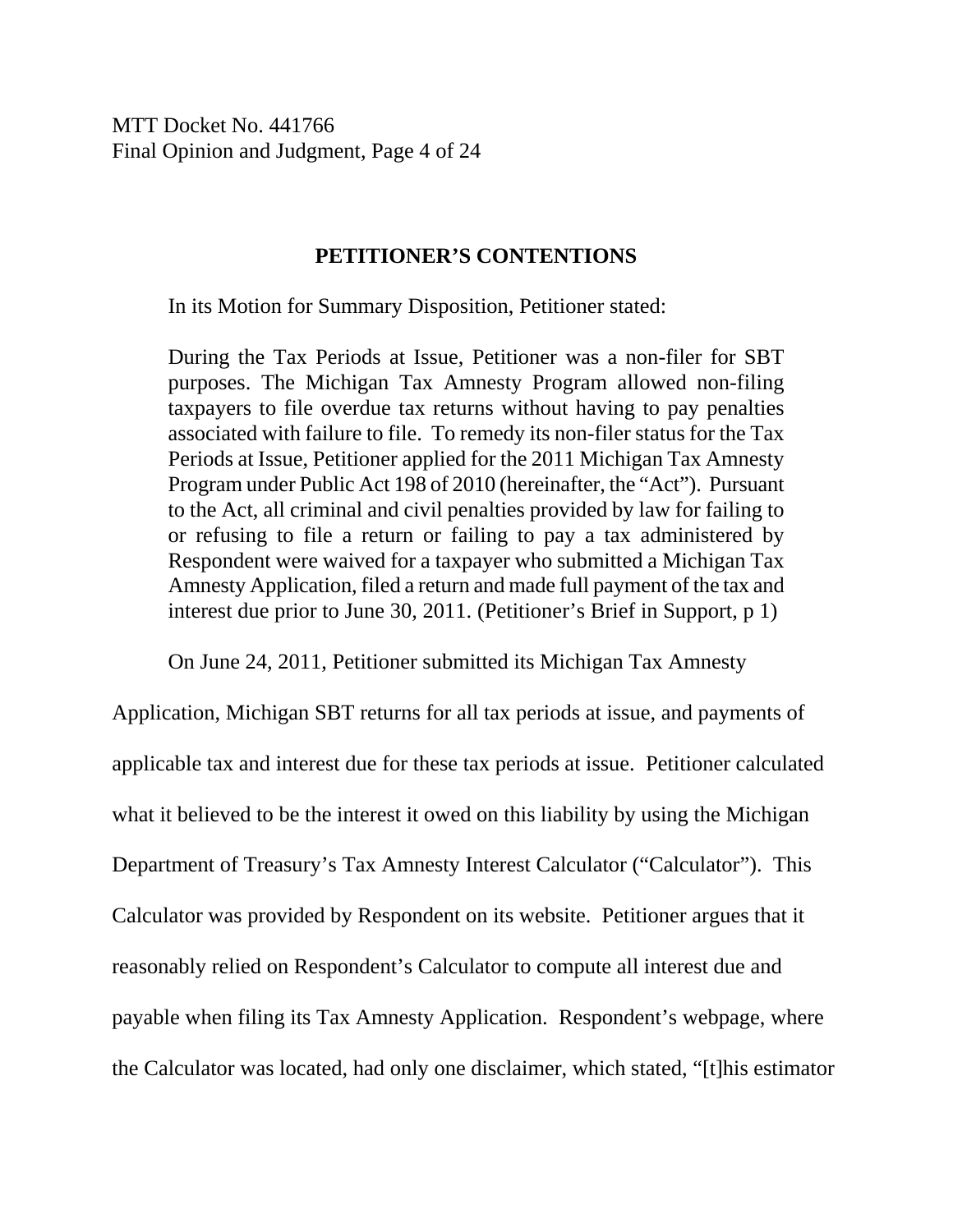## PETITIONER'S CONTENTIONS

In its Motion for Summary Disposition, Petitioner stated:

> During the Tax Periods at Issue, Petitioner was a non-filer for SBT purposes. The Michigan Tax Amnesty Program allowed non-filing taxpayers to file overdue tax returns without having to pay penalties associated with failure to file. To remedy its non-filer status for the Tax Periods at Issue, Petitioner applied for the 2011 Michigan Tax Amnesty Program under Public Act 198 of 2010 (hereinafter, the "Act"). Pursuant to the Act, all criminal and civil penalties provided by law for failing to or refusing to file a return or failing to pay a tax administered by Respondent were waived for a taxpayer who submitted a Michigan Tax Amnesty Application, filed a return and made full payment of the tax and interest due prior to June 30, 2011. (Petitioner's Brief in Support, p 1)

On June 24, 2011, Petitioner submitted its Michigan Tax Amnesty Application, Michigan SBT returns for all tax periods at issue, and payments of applicable tax and interest due for these tax periods at issue. Petitioner calculated what it believed to be the interest it owed on this liability by using the Michigan Department of Treasury's Tax Amnesty Interest Calculator ("Calculator"). This Calculator was provided by Respondent on its website. Petitioner argues that it reasonably relied on Respondent's Calculator to compute all interest due and payable when filing its Tax Amnesty Application. Respondent's webpage, where the Calculator was located, had only one disclaimer, which stated, "[t]his estimator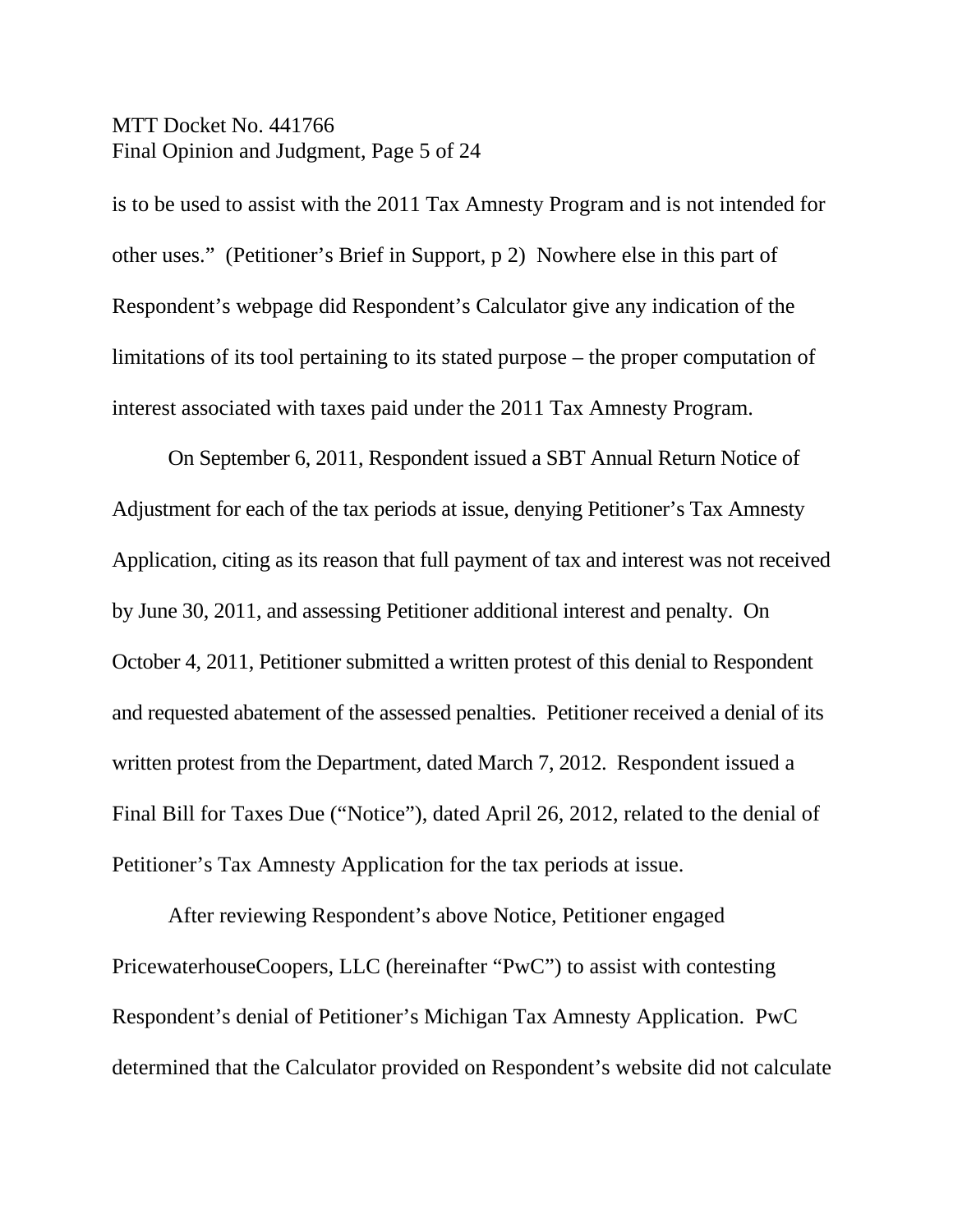is to be used to assist with the 2011 Tax Amnesty Program and is not intended for other uses." (Petitioner's Brief in Support, p 2) Nowhere else in this part of Respondent's webpage did Respondent's Calculator give any indication of the limitations of its tool pertaining to its stated purpose – the proper computation of interest associated with taxes paid under the 2011 Tax Amnesty Program.

On September 6, 2011, Respondent issued a SBT Annual Return Notice of Adjustment for each of the tax periods at issue, denying Petitioner's Tax Amnesty Application, citing as its reason that full payment of tax and interest was not received by June 30, 2011, and assessing Petitioner additional interest and penalty. On October 4, 2011, Petitioner submitted a written protest of this denial to Respondent and requested abatement of the assessed penalties. Petitioner received a denial of its written protest from the Department, dated March 7, 2012. Respondent issued a Final Bill for Taxes Due ("Notice"), dated April 26, 2012, related to the denial of Petitioner's Tax Amnesty Application for the tax periods at issue.

After reviewing Respondent's above Notice, Petitioner engaged PricewaterhouseCoopers, LLC (hereinafter "PwC") to assist with contesting Respondent's denial of Petitioner's Michigan Tax Amnesty Application. PwC determined that the Calculator provided on Respondent's website did not calculate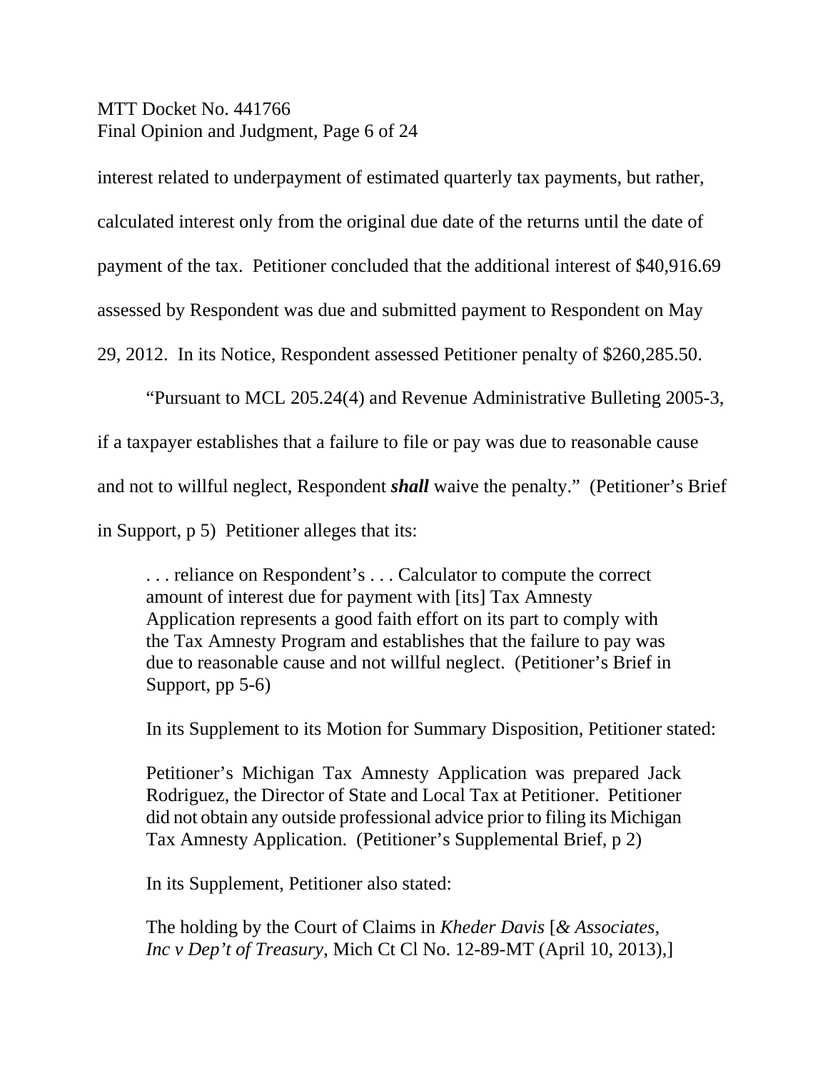interest related to underpayment of estimated quarterly tax payments, but rather, calculated interest only from the original due date of the returns until the date of payment of the tax. Petitioner concluded that the additional interest of $40,916.69 assessed by Respondent was due and submitted payment to Respondent on May 29, 2012. In its Notice, Respondent assessed Petitioner penalty of $260,285.50.

"Pursuant to MCL 205.24(4) and Revenue Administrative Bulleting 2005-3, if a taxpayer establishes that a failure to file or pay was due to reasonable cause and not to willful neglect, Respondent ***shall*** waive the penalty." (Petitioner's Brief in Support, p 5) Petitioner alleges that its:

> . . . reliance on Respondent's . . . Calculator to compute the correct amount of interest due for payment with [its] Tax Amnesty Application represents a good faith effort on its part to comply with the Tax Amnesty Program and establishes that the failure to pay was due to reasonable cause and not willful neglect. (Petitioner's Brief in Support, pp 5-6)

In its Supplement to its Motion for Summary Disposition, Petitioner stated:

> Petitioner's Michigan Tax Amnesty Application was prepared Jack Rodriguez, the Director of State and Local Tax at Petitioner. Petitioner did not obtain any outside professional advice prior to filing its Michigan Tax Amnesty Application. (Petitioner's Supplemental Brief, p 2)

In its Supplement, Petitioner also stated:

> The holding by the Court of Claims in *Kheder Davis* [*& Associates, Inc v Dep't of Treasury*, Mich Ct Cl No. 12-89-MT (April 10, 2013),]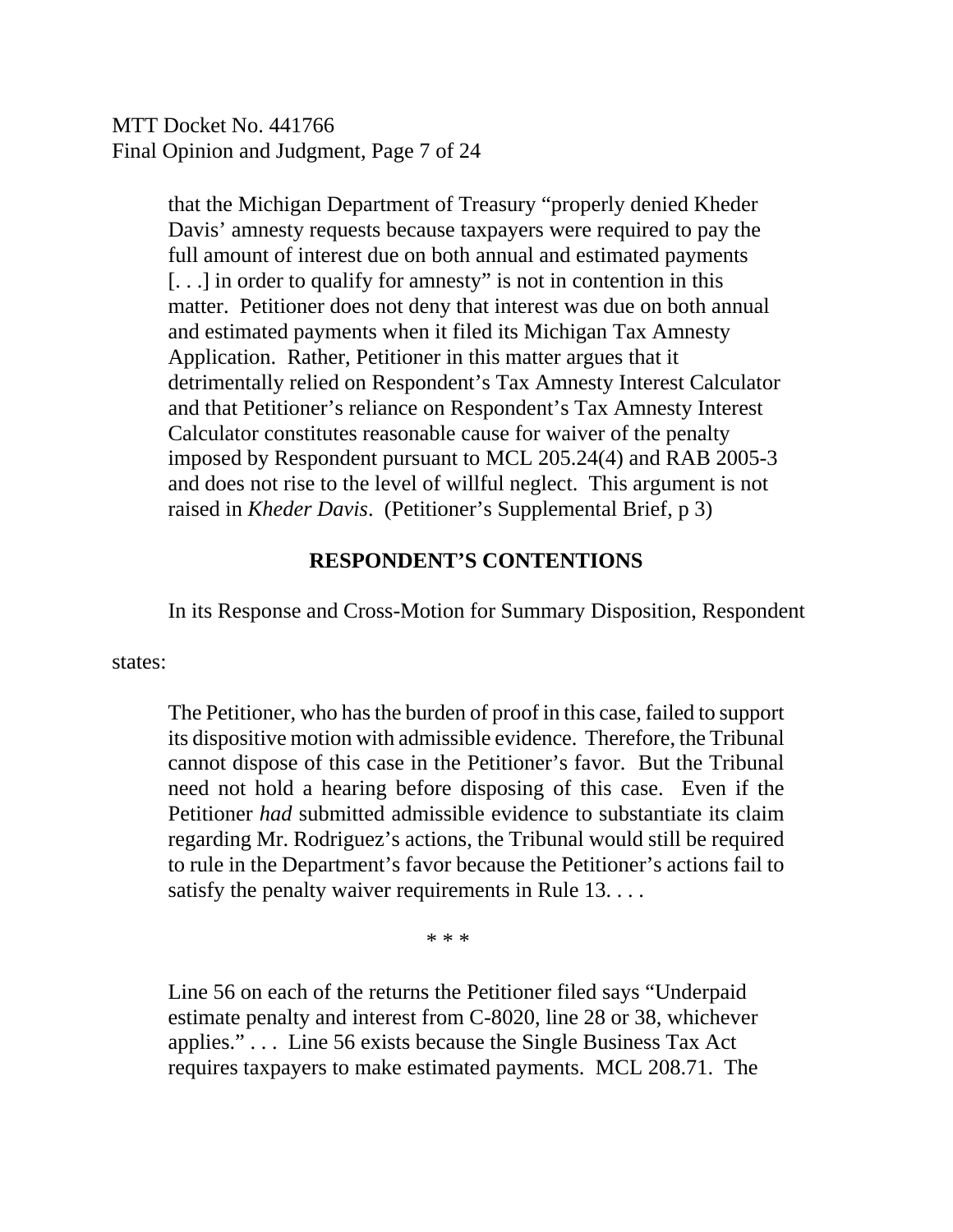> that the Michigan Department of Treasury "properly denied Kheder Davis' amnesty requests because taxpayers were required to pay the full amount of interest due on both annual and estimated payments [. . .] in order to qualify for amnesty" is not in contention in this matter. Petitioner does not deny that interest was due on both annual and estimated payments when it filed its Michigan Tax Amnesty Application. Rather, Petitioner in this matter argues that it detrimentally relied on Respondent's Tax Amnesty Interest Calculator and that Petitioner's reliance on Respondent's Tax Amnesty Interest Calculator constitutes reasonable cause for waiver of the penalty imposed by Respondent pursuant to MCL 205.24(4) and RAB 2005-3 and does not rise to the level of willful neglect. This argument is not raised in *Kheder Davis*. (Petitioner's Supplemental Brief, p 3)

## RESPONDENT'S CONTENTIONS

In its Response and Cross-Motion for Summary Disposition, Respondent states:

> The Petitioner, who has the burden of proof in this case, failed to support its dispositive motion with admissible evidence. Therefore, the Tribunal cannot dispose of this case in the Petitioner's favor. But the Tribunal need not hold a hearing before disposing of this case. Even if the Petitioner *had* submitted admissible evidence to substantiate its claim regarding Mr. Rodriguez's actions, the Tribunal would still be required to rule in the Department's favor because the Petitioner's actions fail to satisfy the penalty waiver requirements in Rule 13. . . .
>
> \* \* \*
>
> Line 56 on each of the returns the Petitioner filed says "Underpaid estimate penalty and interest from C-8020, line 28 or 38, whichever applies." . . . Line 56 exists because the Single Business Tax Act requires taxpayers to make estimated payments. MCL 208.71. The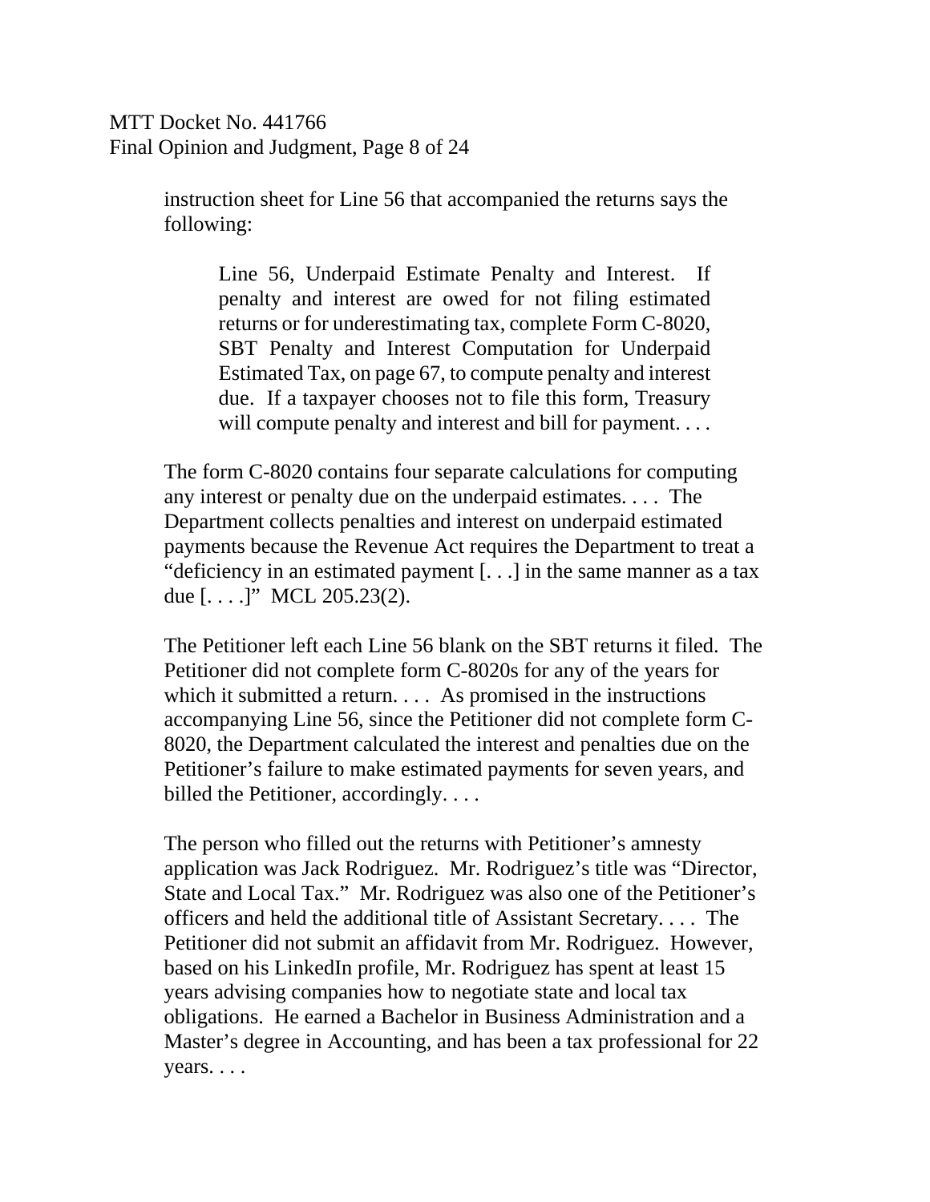> instruction sheet for Line 56 that accompanied the returns says the following:
>
> > Line 56, Underpaid Estimate Penalty and Interest. If penalty and interest are owed for not filing estimated returns or for underestimating tax, complete Form C-8020, SBT Penalty and Interest Computation for Underpaid Estimated Tax, on page 67, to compute penalty and interest due. If a taxpayer chooses not to file this form, Treasury will compute penalty and interest and bill for payment. . . .
>
> The form C-8020 contains four separate calculations for computing any interest or penalty due on the underpaid estimates. . . . The Department collects penalties and interest on underpaid estimated payments because the Revenue Act requires the Department to treat a "deficiency in an estimated payment [. . .] in the same manner as a tax due [. . . .]" MCL 205.23(2).
>
> The Petitioner left each Line 56 blank on the SBT returns it filed. The Petitioner did not complete form C-8020s for any of the years for which it submitted a return. . . . As promised in the instructions accompanying Line 56, since the Petitioner did not complete form C-8020, the Department calculated the interest and penalties due on the Petitioner's failure to make estimated payments for seven years, and billed the Petitioner, accordingly. . . .
>
> The person who filled out the returns with Petitioner's amnesty application was Jack Rodriguez. Mr. Rodriguez's title was "Director, State and Local Tax." Mr. Rodriguez was also one of the Petitioner's officers and held the additional title of Assistant Secretary. . . . The Petitioner did not submit an affidavit from Mr. Rodriguez. However, based on his LinkedIn profile, Mr. Rodriguez has spent at least 15 years advising companies how to negotiate state and local tax obligations. He earned a Bachelor in Business Administration and a Master's degree in Accounting, and has been a tax professional for 22 years. . . .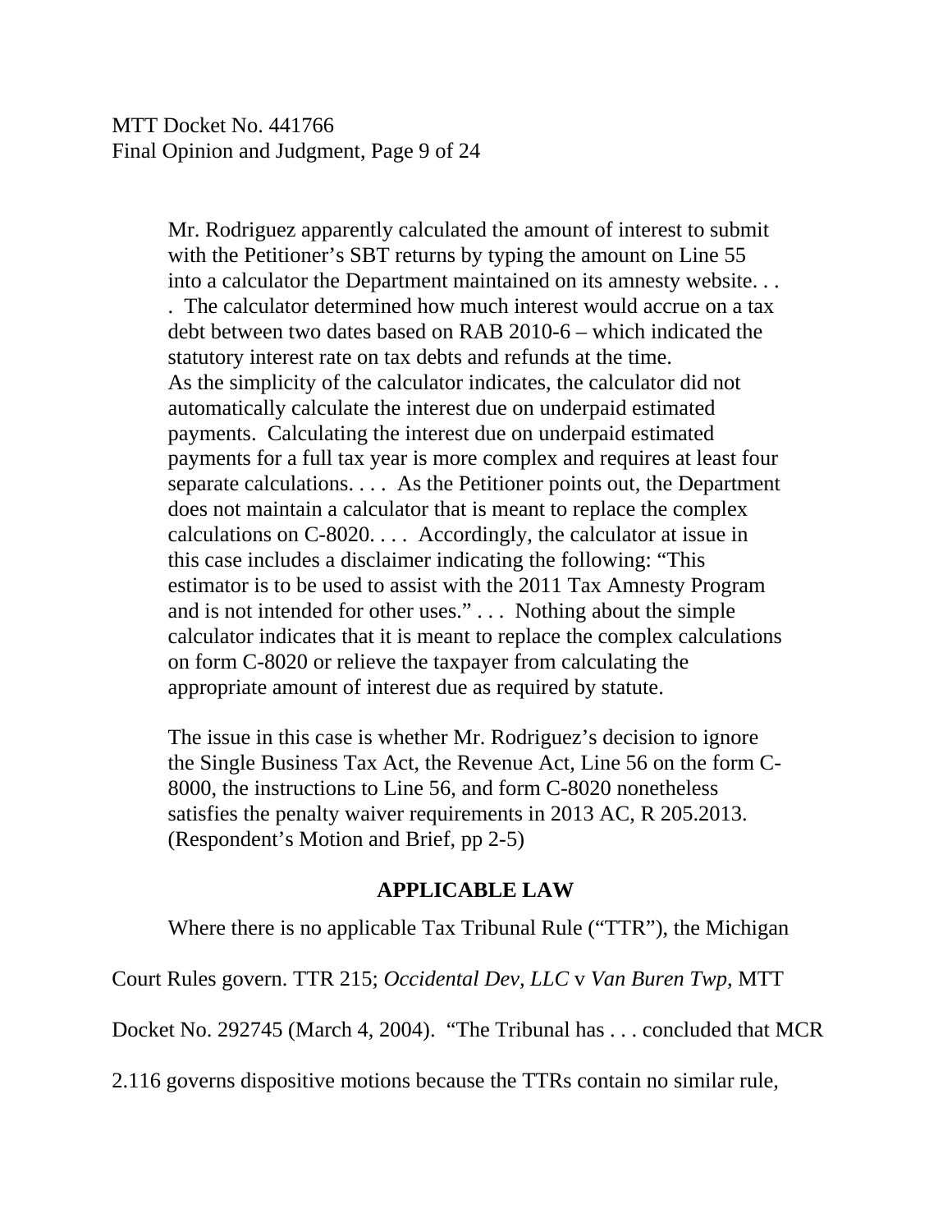> Mr. Rodriguez apparently calculated the amount of interest to submit with the Petitioner's SBT returns by typing the amount on Line 55 into a calculator the Department maintained on its amnesty website. . . . The calculator determined how much interest would accrue on a tax debt between two dates based on RAB 2010-6 – which indicated the statutory interest rate on tax debts and refunds at the time. As the simplicity of the calculator indicates, the calculator did not automatically calculate the interest due on underpaid estimated payments. Calculating the interest due on underpaid estimated payments for a full tax year is more complex and requires at least four separate calculations. . . . As the Petitioner points out, the Department does not maintain a calculator that is meant to replace the complex calculations on C-8020. . . . Accordingly, the calculator at issue in this case includes a disclaimer indicating the following: "This estimator is to be used to assist with the 2011 Tax Amnesty Program and is not intended for other uses." . . . Nothing about the simple calculator indicates that it is meant to replace the complex calculations on form C-8020 or relieve the taxpayer from calculating the appropriate amount of interest due as required by statute.
>
> The issue in this case is whether Mr. Rodriguez's decision to ignore the Single Business Tax Act, the Revenue Act, Line 56 on the form C-8000, the instructions to Line 56, and form C-8020 nonetheless satisfies the penalty waiver requirements in 2013 AC, R 205.2013. (Respondent's Motion and Brief, pp 2-5)

## APPLICABLE LAW

Where there is no applicable Tax Tribunal Rule ("TTR"), the Michigan Court Rules govern. TTR 215; *Occidental Dev, LLC* v *Van Buren Twp*, MTT Docket No. 292745 (March 4, 2004). "The Tribunal has . . . concluded that MCR 2.116 governs dispositive motions because the TTRs contain no similar rule,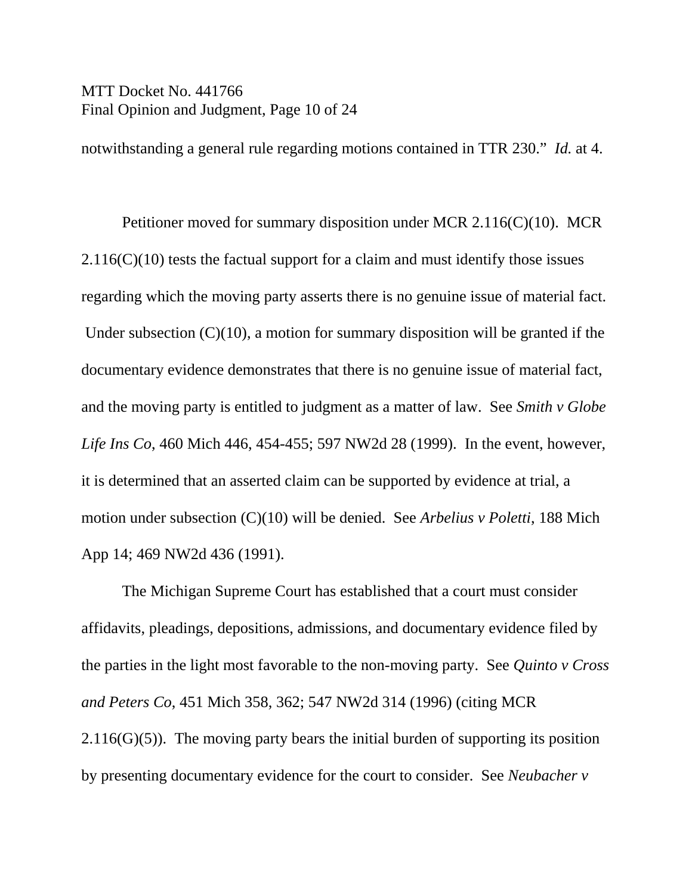notwithstanding a general rule regarding motions contained in TTR 230." *Id.* at 4.

Petitioner moved for summary disposition under MCR 2.116(C)(10). MCR 2.116(C)(10) tests the factual support for a claim and must identify those issues regarding which the moving party asserts there is no genuine issue of material fact. Under subsection (C)(10), a motion for summary disposition will be granted if the documentary evidence demonstrates that there is no genuine issue of material fact, and the moving party is entitled to judgment as a matter of law. See *Smith v Globe Life Ins Co*, 460 Mich 446, 454-455; 597 NW2d 28 (1999). In the event, however, it is determined that an asserted claim can be supported by evidence at trial, a motion under subsection (C)(10) will be denied. See *Arbelius v Poletti*, 188 Mich App 14; 469 NW2d 436 (1991).

The Michigan Supreme Court has established that a court must consider affidavits, pleadings, depositions, admissions, and documentary evidence filed by the parties in the light most favorable to the non-moving party. See *Quinto v Cross and Peters Co*, 451 Mich 358, 362; 547 NW2d 314 (1996) (citing MCR 2.116(G)(5)). The moving party bears the initial burden of supporting its position by presenting documentary evidence for the court to consider. See *Neubacher v*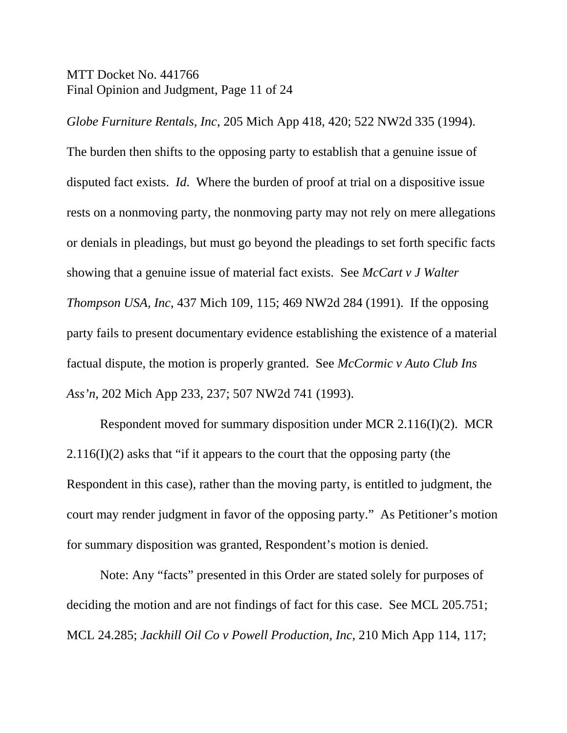*Globe Furniture Rentals, Inc*, 205 Mich App 418, 420; 522 NW2d 335 (1994). The burden then shifts to the opposing party to establish that a genuine issue of disputed fact exists. *Id*. Where the burden of proof at trial on a dispositive issue rests on a nonmoving party, the nonmoving party may not rely on mere allegations or denials in pleadings, but must go beyond the pleadings to set forth specific facts showing that a genuine issue of material fact exists. See *McCart v J Walter Thompson USA, Inc*, 437 Mich 109, 115; 469 NW2d 284 (1991). If the opposing party fails to present documentary evidence establishing the existence of a material factual dispute, the motion is properly granted. See *McCormic v Auto Club Ins Ass'n*, 202 Mich App 233, 237; 507 NW2d 741 (1993).

Respondent moved for summary disposition under MCR 2.116(I)(2). MCR 2.116(I)(2) asks that "if it appears to the court that the opposing party (the Respondent in this case), rather than the moving party, is entitled to judgment, the court may render judgment in favor of the opposing party." As Petitioner's motion for summary disposition was granted, Respondent's motion is denied.

Note: Any "facts" presented in this Order are stated solely for purposes of deciding the motion and are not findings of fact for this case. See MCL 205.751; MCL 24.285; *Jackhill Oil Co v Powell Production, Inc*, 210 Mich App 114, 117;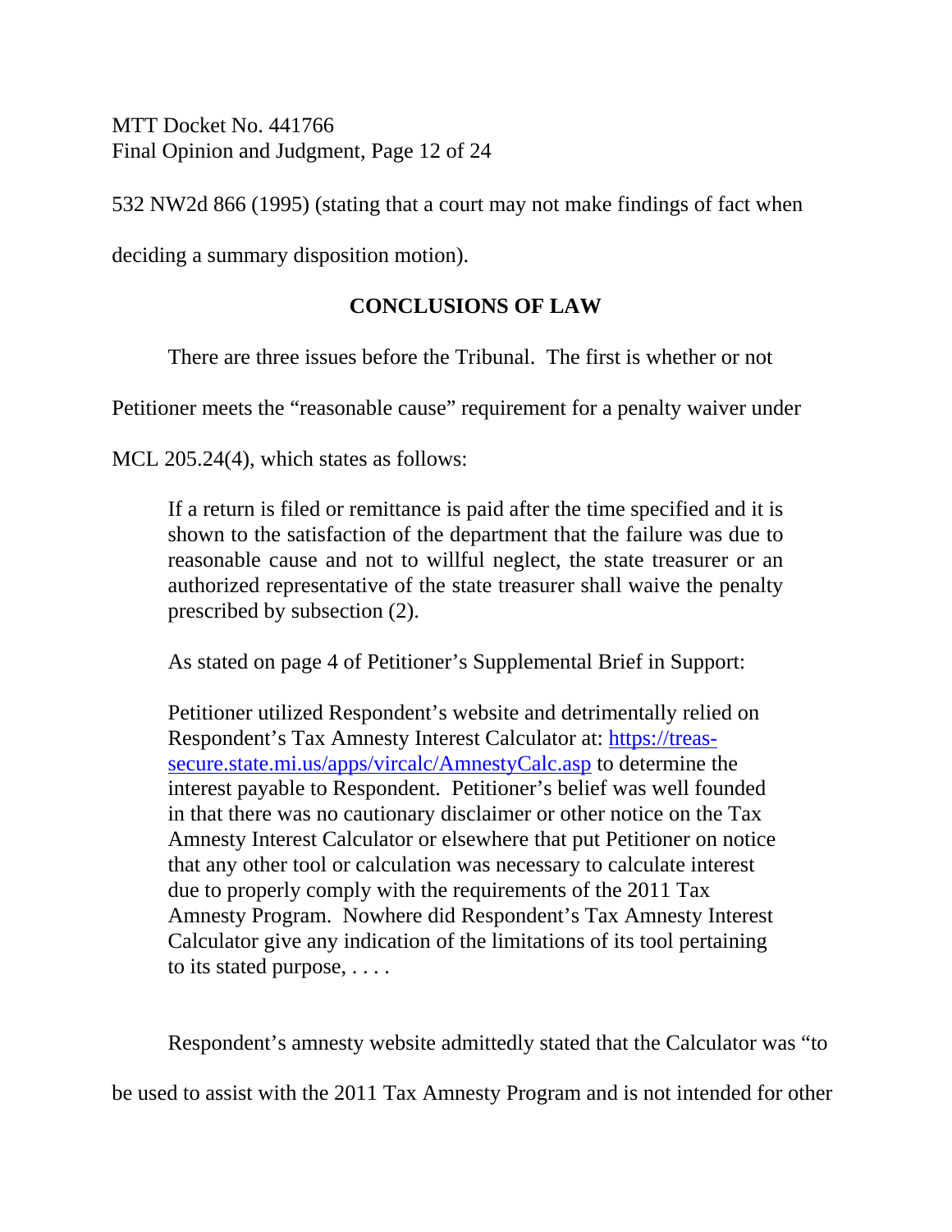532 NW2d 866 (1995) (stating that a court may not make findings of fact when deciding a summary disposition motion).

## CONCLUSIONS OF LAW

There are three issues before the Tribunal. The first is whether or not Petitioner meets the "reasonable cause" requirement for a penalty waiver under MCL 205.24(4), which states as follows:

> If a return is filed or remittance is paid after the time specified and it is shown to the satisfaction of the department that the failure was due to reasonable cause and not to willful neglect, the state treasurer or an authorized representative of the state treasurer shall waive the penalty prescribed by subsection (2).

As stated on page 4 of Petitioner's Supplemental Brief in Support:

> Petitioner utilized Respondent's website and detrimentally relied on Respondent's Tax Amnesty Interest Calculator at: [https://treas-secure.state.mi.us/apps/vircalc/AmnestyCalc.asp](https://treas-secure.state.mi.us/apps/vircalc/AmnestyCalc.asp) to determine the interest payable to Respondent. Petitioner's belief was well founded in that there was no cautionary disclaimer or other notice on the Tax Amnesty Interest Calculator or elsewhere that put Petitioner on notice that any other tool or calculation was necessary to calculate interest due to properly comply with the requirements of the 2011 Tax Amnesty Program. Nowhere did Respondent's Tax Amnesty Interest Calculator give any indication of the limitations of its tool pertaining to its stated purpose, . . . .

Respondent's amnesty website admittedly stated that the Calculator was "to be used to assist with the 2011 Tax Amnesty Program and is not intended for other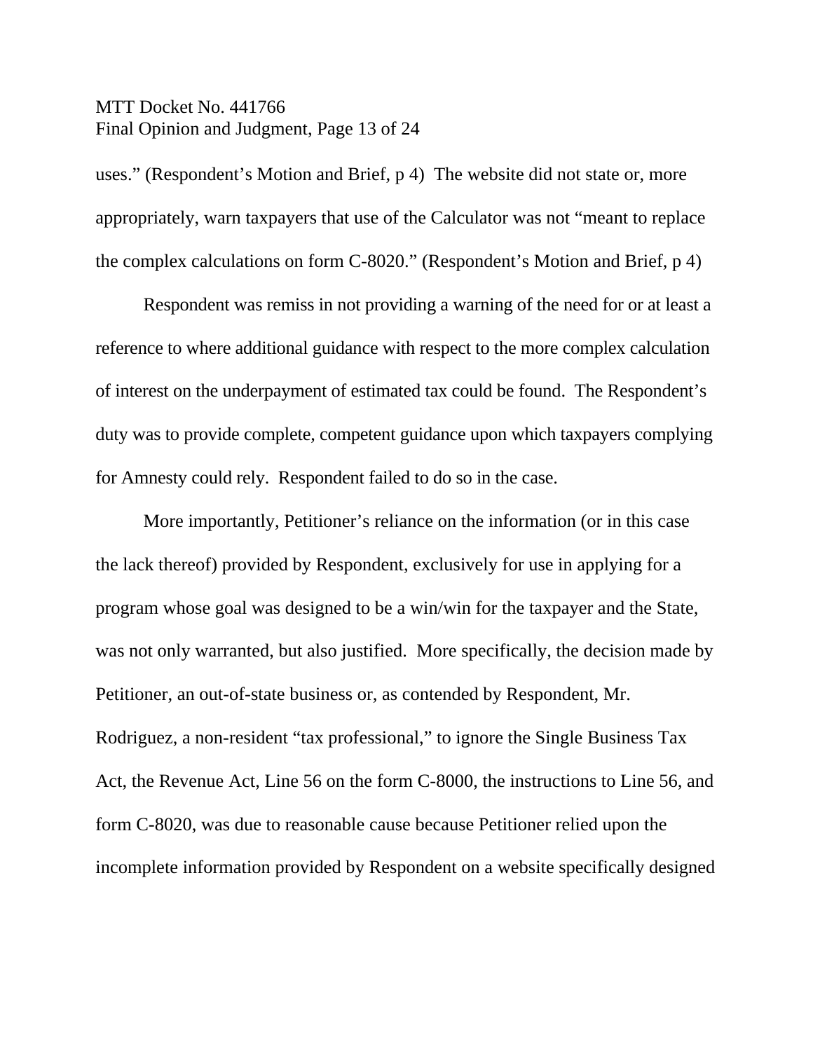uses." (Respondent's Motion and Brief, p 4) The website did not state or, more appropriately, warn taxpayers that use of the Calculator was not "meant to replace the complex calculations on form C-8020." (Respondent's Motion and Brief, p 4)

Respondent was remiss in not providing a warning of the need for or at least a reference to where additional guidance with respect to the more complex calculation of interest on the underpayment of estimated tax could be found. The Respondent's duty was to provide complete, competent guidance upon which taxpayers complying for Amnesty could rely. Respondent failed to do so in the case.

More importantly, Petitioner's reliance on the information (or in this case the lack thereof) provided by Respondent, exclusively for use in applying for a program whose goal was designed to be a win/win for the taxpayer and the State, was not only warranted, but also justified. More specifically, the decision made by Petitioner, an out-of-state business or, as contended by Respondent, Mr. Rodriguez, a non-resident "tax professional," to ignore the Single Business Tax Act, the Revenue Act, Line 56 on the form C-8000, the instructions to Line 56, and form C-8020, was due to reasonable cause because Petitioner relied upon the incomplete information provided by Respondent on a website specifically designed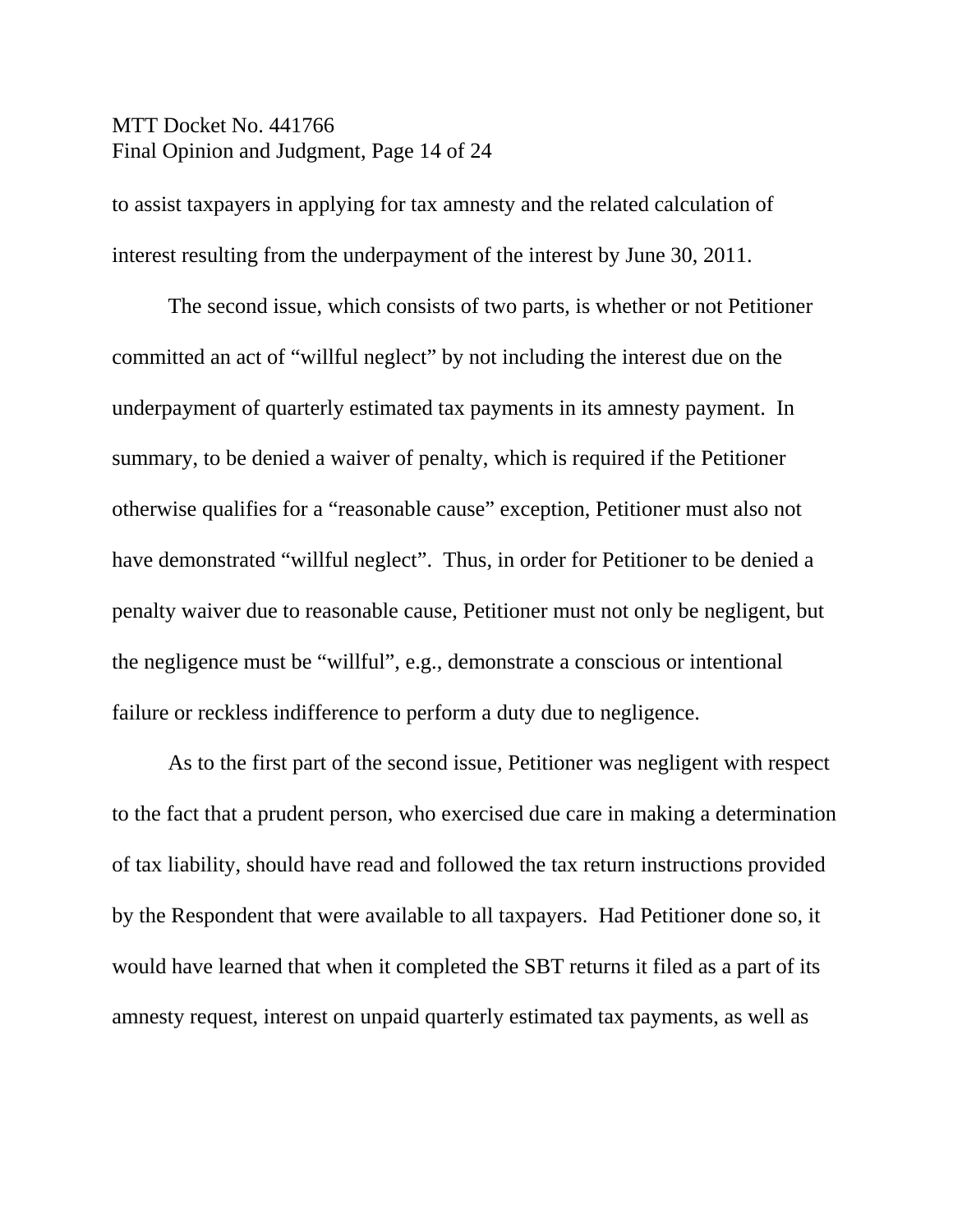to assist taxpayers in applying for tax amnesty and the related calculation of interest resulting from the underpayment of the interest by June 30, 2011.

The second issue, which consists of two parts, is whether or not Petitioner committed an act of "willful neglect" by not including the interest due on the underpayment of quarterly estimated tax payments in its amnesty payment. In summary, to be denied a waiver of penalty, which is required if the Petitioner otherwise qualifies for a "reasonable cause" exception, Petitioner must also not have demonstrated "willful neglect". Thus, in order for Petitioner to be denied a penalty waiver due to reasonable cause, Petitioner must not only be negligent, but the negligence must be "willful", e.g., demonstrate a conscious or intentional failure or reckless indifference to perform a duty due to negligence.

As to the first part of the second issue, Petitioner was negligent with respect to the fact that a prudent person, who exercised due care in making a determination of tax liability, should have read and followed the tax return instructions provided by the Respondent that were available to all taxpayers. Had Petitioner done so, it would have learned that when it completed the SBT returns it filed as a part of its amnesty request, interest on unpaid quarterly estimated tax payments, as well as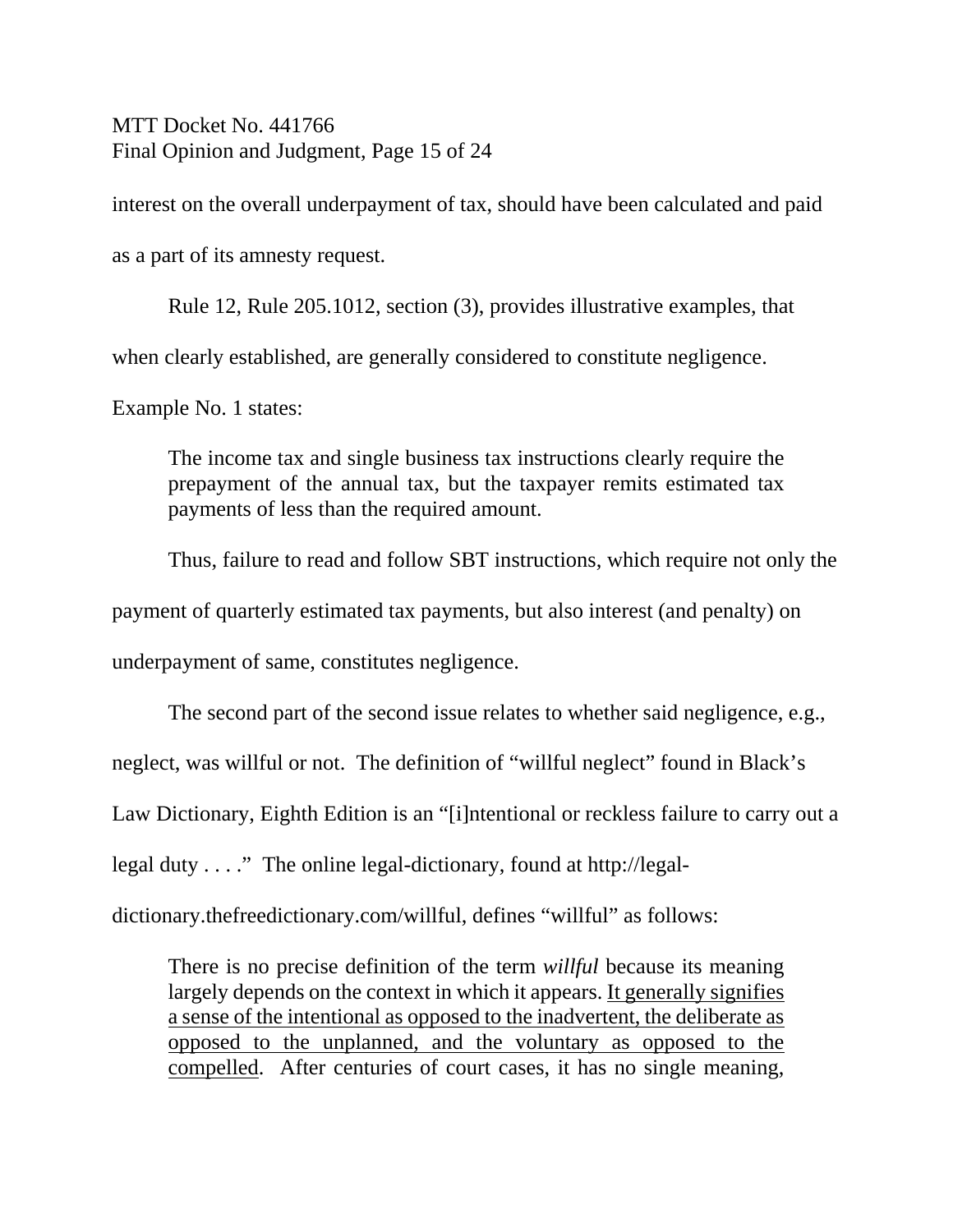interest on the overall underpayment of tax, should have been calculated and paid as a part of its amnesty request.

Rule 12, Rule 205.1012, section (3), provides illustrative examples, that when clearly established, are generally considered to constitute negligence. Example No. 1 states:

> The income tax and single business tax instructions clearly require the prepayment of the annual tax, but the taxpayer remits estimated tax payments of less than the required amount.

Thus, failure to read and follow SBT instructions, which require not only the payment of quarterly estimated tax payments, but also interest (and penalty) on underpayment of same, constitutes negligence.

The second part of the second issue relates to whether said negligence, e.g., neglect, was willful or not. The definition of "willful neglect" found in Black's Law Dictionary, Eighth Edition is an "[i]ntentional or reckless failure to carry out a legal duty . . . ." The online legal-dictionary, found at http://legal-dictionary.thefreedictionary.com/willful, defines "willful" as follows:

> There is no precise definition of the term *willful* because its meaning largely depends on the context in which it appears. <u>It generally signifies a sense of the intentional as opposed to the inadvertent, the deliberate as opposed to the unplanned, and the voluntary as opposed to the compelled</u>. After centuries of court cases, it has no single meaning,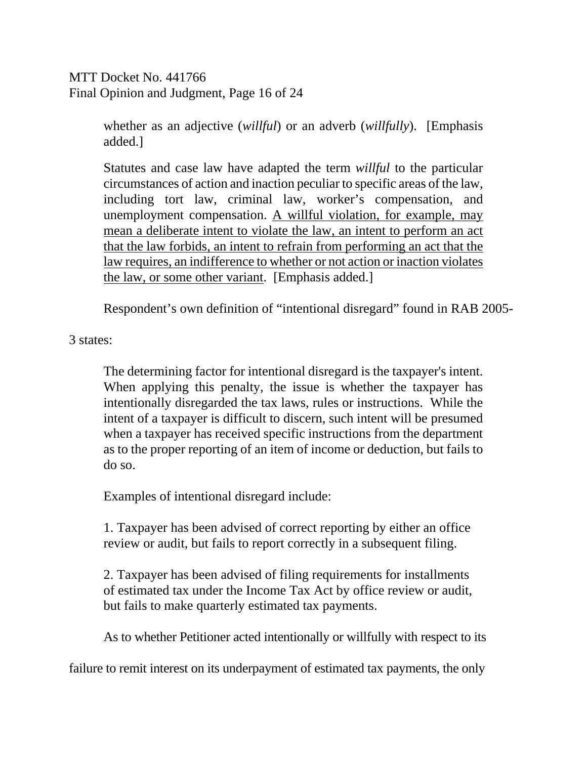> whether as an adjective (*willful*) or an adverb (*willfully*). [Emphasis added.]
>
> Statutes and case law have adapted the term *willful* to the particular circumstances of action and inaction peculiar to specific areas of the law, including tort law, criminal law, worker's compensation, and unemployment compensation. <u>A willful violation, for example, may mean a deliberate intent to violate the law, an intent to perform an act that the law forbids, an intent to refrain from performing an act that the law requires, an indifference to whether or not action or inaction violates the law, or some other variant</u>. [Emphasis added.]

Respondent's own definition of "intentional disregard" found in RAB 2005-3 states:

> The determining factor for intentional disregard is the taxpayer's intent. When applying this penalty, the issue is whether the taxpayer has intentionally disregarded the tax laws, rules or instructions. While the intent of a taxpayer is difficult to discern, such intent will be presumed when a taxpayer has received specific instructions from the department as to the proper reporting of an item of income or deduction, but fails to do so.
>
> Examples of intentional disregard include:
>
> 1. Taxpayer has been advised of correct reporting by either an office review or audit, but fails to report correctly in a subsequent filing.
>
> 2. Taxpayer has been advised of filing requirements for installments of estimated tax under the Income Tax Act by office review or audit, but fails to make quarterly estimated tax payments.

As to whether Petitioner acted intentionally or willfully with respect to its failure to remit interest on its underpayment of estimated tax payments, the only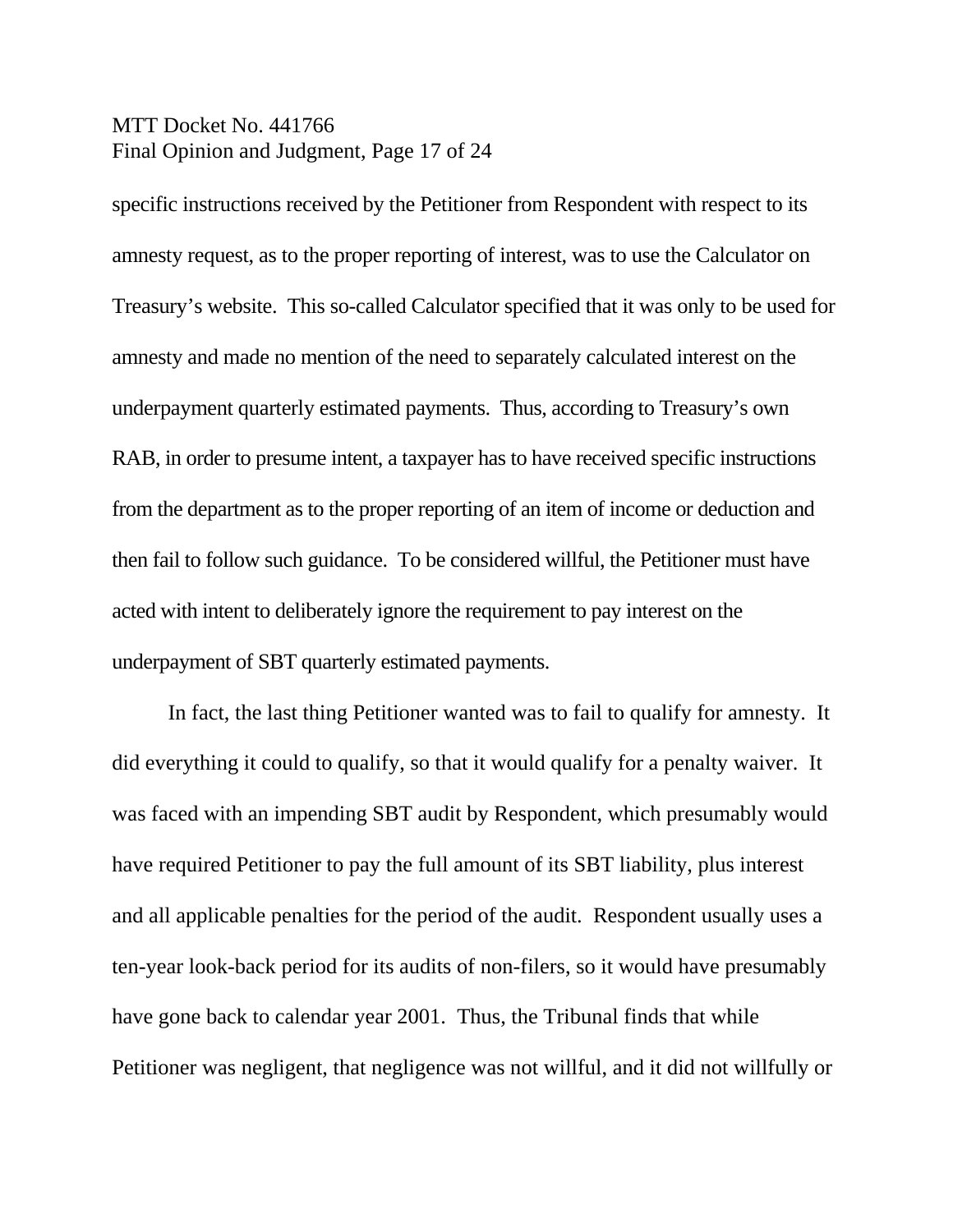specific instructions received by the Petitioner from Respondent with respect to its amnesty request, as to the proper reporting of interest, was to use the Calculator on Treasury's website. This so-called Calculator specified that it was only to be used for amnesty and made no mention of the need to separately calculated interest on the underpayment quarterly estimated payments. Thus, according to Treasury's own RAB, in order to presume intent, a taxpayer has to have received specific instructions from the department as to the proper reporting of an item of income or deduction and then fail to follow such guidance. To be considered willful, the Petitioner must have acted with intent to deliberately ignore the requirement to pay interest on the underpayment of SBT quarterly estimated payments.

In fact, the last thing Petitioner wanted was to fail to qualify for amnesty. It did everything it could to qualify, so that it would qualify for a penalty waiver. It was faced with an impending SBT audit by Respondent, which presumably would have required Petitioner to pay the full amount of its SBT liability, plus interest and all applicable penalties for the period of the audit. Respondent usually uses a ten-year look-back period for its audits of non-filers, so it would have presumably have gone back to calendar year 2001. Thus, the Tribunal finds that while Petitioner was negligent, that negligence was not willful, and it did not willfully or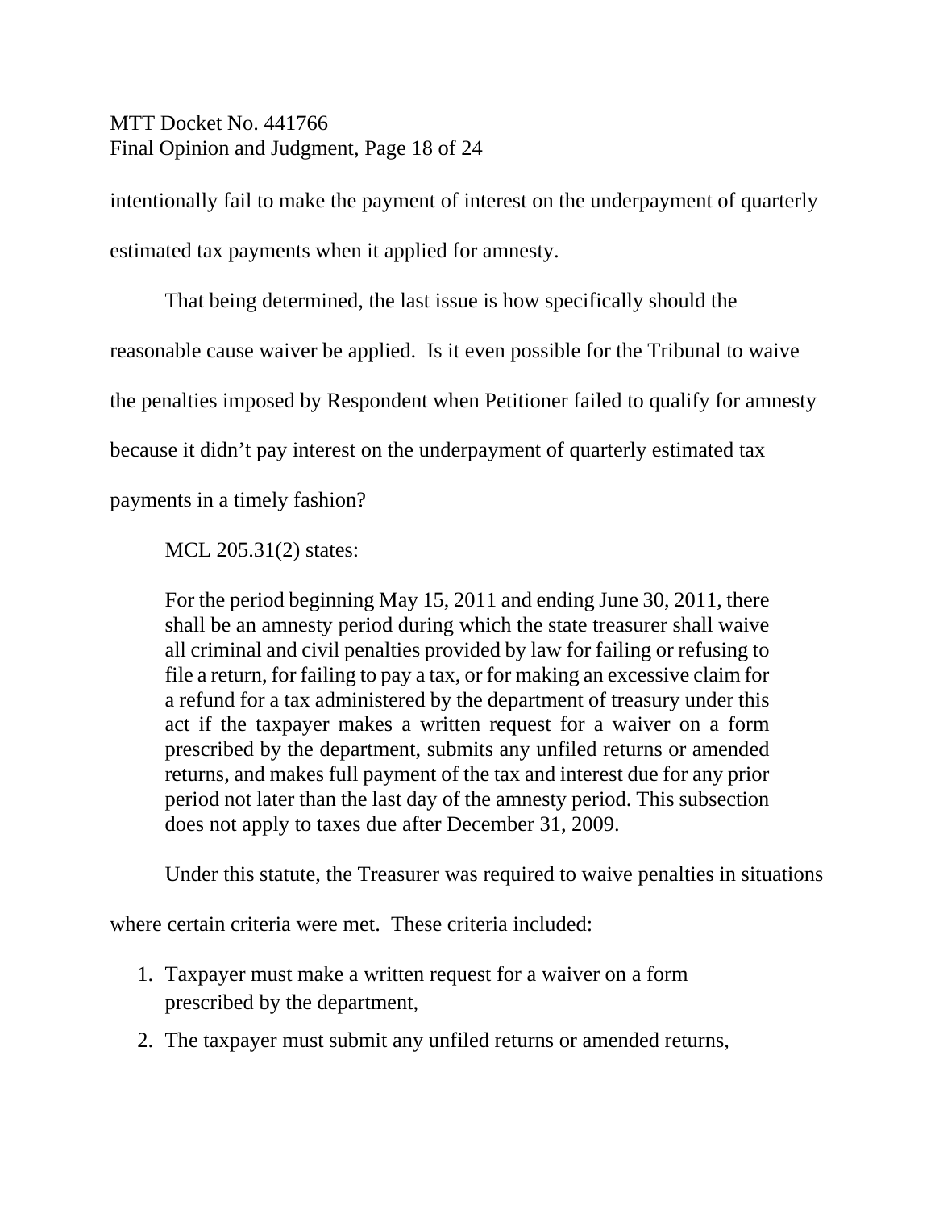intentionally fail to make the payment of interest on the underpayment of quarterly estimated tax payments when it applied for amnesty.

That being determined, the last issue is how specifically should the reasonable cause waiver be applied. Is it even possible for the Tribunal to waive the penalties imposed by Respondent when Petitioner failed to qualify for amnesty because it didn't pay interest on the underpayment of quarterly estimated tax payments in a timely fashion?

MCL 205.31(2) states:

> For the period beginning May 15, 2011 and ending June 30, 2011, there shall be an amnesty period during which the state treasurer shall waive all criminal and civil penalties provided by law for failing or refusing to file a return, for failing to pay a tax, or for making an excessive claim for a refund for a tax administered by the department of treasury under this act if the taxpayer makes a written request for a waiver on a form prescribed by the department, submits any unfiled returns or amended returns, and makes full payment of the tax and interest due for any prior period not later than the last day of the amnesty period. This subsection does not apply to taxes due after December 31, 2009.

Under this statute, the Treasurer was required to waive penalties in situations where certain criteria were met. These criteria included:

1. Taxpayer must make a written request for a waiver on a form prescribed by the department,
2. The taxpayer must submit any unfiled returns or amended returns,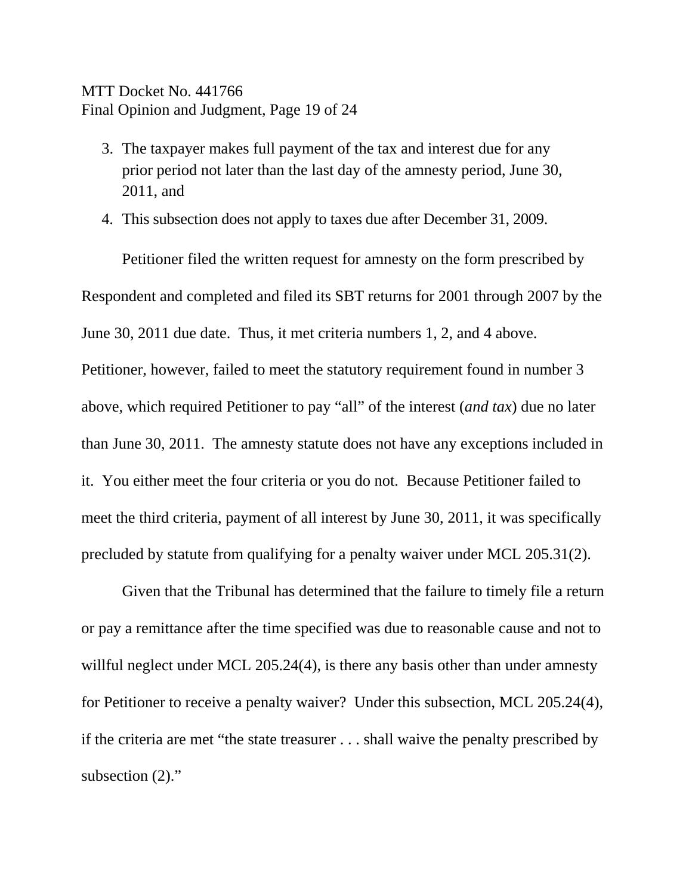3. The taxpayer makes full payment of the tax and interest due for any prior period not later than the last day of the amnesty period, June 30, 2011, and
4. This subsection does not apply to taxes due after December 31, 2009.

Petitioner filed the written request for amnesty on the form prescribed by Respondent and completed and filed its SBT returns for 2001 through 2007 by the June 30, 2011 due date. Thus, it met criteria numbers 1, 2, and 4 above. Petitioner, however, failed to meet the statutory requirement found in number 3 above, which required Petitioner to pay "all" of the interest (*and tax*) due no later than June 30, 2011. The amnesty statute does not have any exceptions included in it. You either meet the four criteria or you do not. Because Petitioner failed to meet the third criteria, payment of all interest by June 30, 2011, it was specifically precluded by statute from qualifying for a penalty waiver under MCL 205.31(2).

Given that the Tribunal has determined that the failure to timely file a return or pay a remittance after the time specified was due to reasonable cause and not to willful neglect under MCL 205.24(4), is there any basis other than under amnesty for Petitioner to receive a penalty waiver? Under this subsection, MCL 205.24(4), if the criteria are met "the state treasurer . . . shall waive the penalty prescribed by subsection (2)."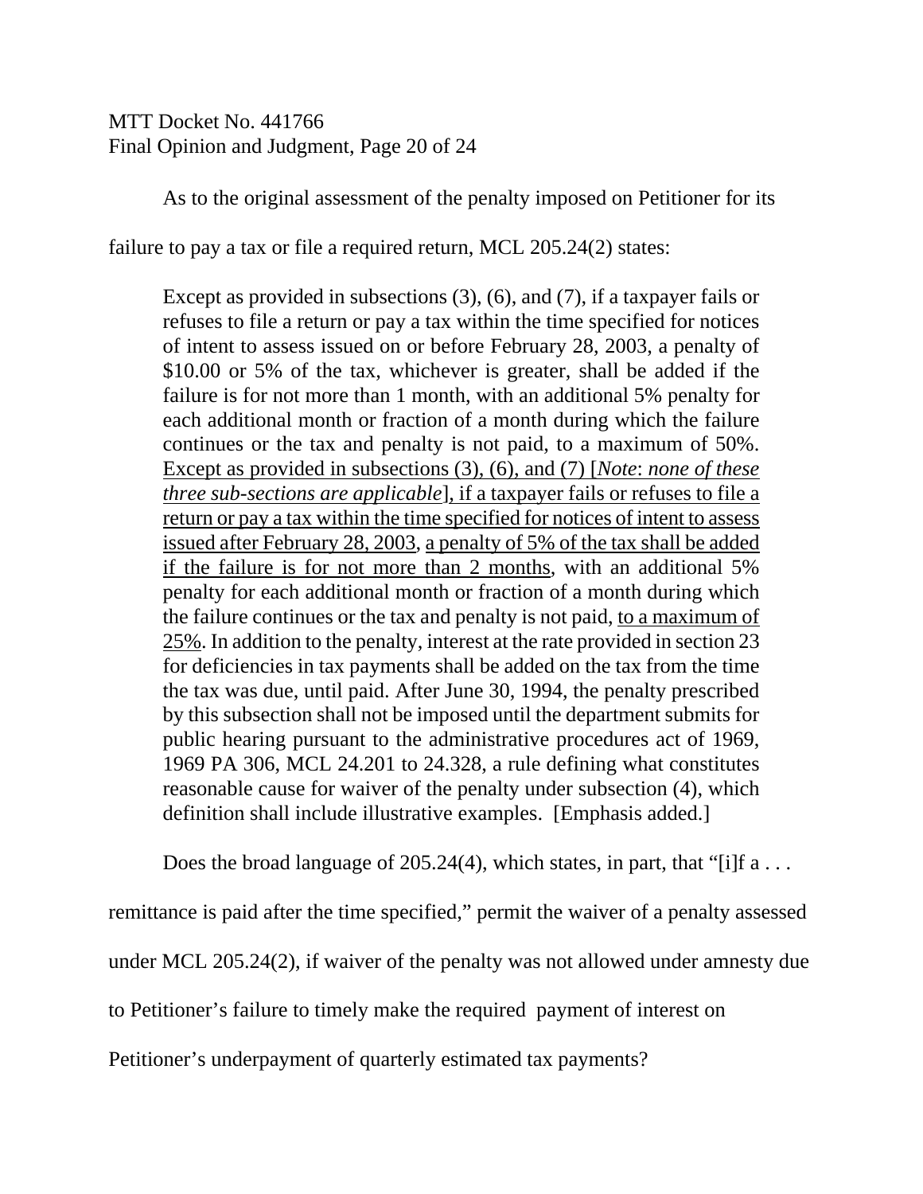As to the original assessment of the penalty imposed on Petitioner for its failure to pay a tax or file a required return, MCL 205.24(2) states:

> Except as provided in subsections (3), (6), and (7), if a taxpayer fails or refuses to file a return or pay a tax within the time specified for notices of intent to assess issued on or before February 28, 2003, a penalty of $10.00 or 5% of the tax, whichever is greater, shall be added if the failure is for not more than 1 month, with an additional 5% penalty for each additional month or fraction of a month during which the failure continues or the tax and penalty is not paid, to a maximum of 50%. <u>Except as provided in subsections (3), (6), and (7) [*Note*: *none of these three sub-sections are applicable*], if a taxpayer fails or refuses to file a return or pay a tax within the time specified for notices of intent to assess issued after February 28, 2003</u>, <u>a penalty of 5% of the tax shall be added if the failure is for not more than 2 months</u>, with an additional 5% penalty for each additional month or fraction of a month during which the failure continues or the tax and penalty is not paid, <u>to a maximum of 25%</u>. In addition to the penalty, interest at the rate provided in section 23 for deficiencies in tax payments shall be added on the tax from the time the tax was due, until paid. After June 30, 1994, the penalty prescribed by this subsection shall not be imposed until the department submits for public hearing pursuant to the administrative procedures act of 1969, 1969 PA 306, MCL 24.201 to 24.328, a rule defining what constitutes reasonable cause for waiver of the penalty under subsection (4), which definition shall include illustrative examples. [Emphasis added.]

Does the broad language of 205.24(4), which states, in part, that "[i]f a . . . remittance is paid after the time specified," permit the waiver of a penalty assessed under MCL 205.24(2), if waiver of the penalty was not allowed under amnesty due to Petitioner's failure to timely make the required payment of interest on Petitioner's underpayment of quarterly estimated tax payments?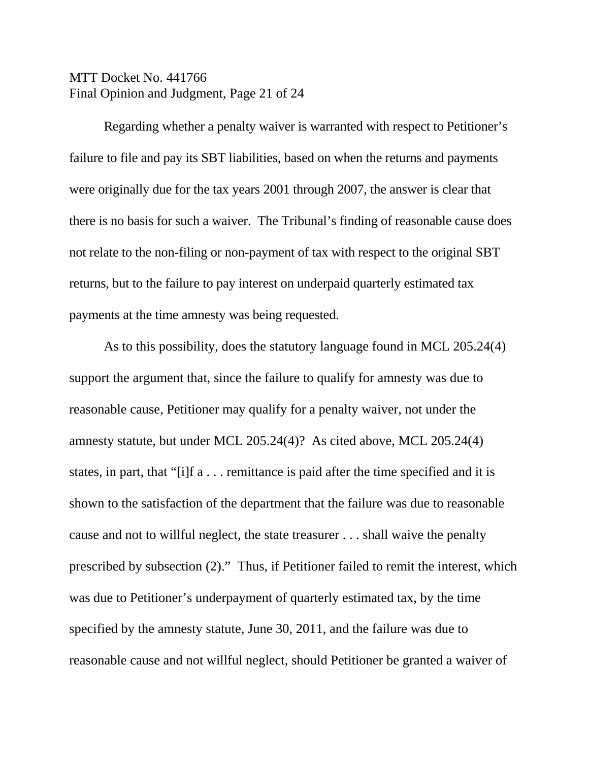Regarding whether a penalty waiver is warranted with respect to Petitioner's failure to file and pay its SBT liabilities, based on when the returns and payments were originally due for the tax years 2001 through 2007, the answer is clear that there is no basis for such a waiver. The Tribunal's finding of reasonable cause does not relate to the non-filing or non-payment of tax with respect to the original SBT returns, but to the failure to pay interest on underpaid quarterly estimated tax payments at the time amnesty was being requested.

As to this possibility, does the statutory language found in MCL 205.24(4) support the argument that, since the failure to qualify for amnesty was due to reasonable cause, Petitioner may qualify for a penalty waiver, not under the amnesty statute, but under MCL 205.24(4)? As cited above, MCL 205.24(4) states, in part, that "[i]f a . . . remittance is paid after the time specified and it is shown to the satisfaction of the department that the failure was due to reasonable cause and not to willful neglect, the state treasurer . . . shall waive the penalty prescribed by subsection (2)." Thus, if Petitioner failed to remit the interest, which was due to Petitioner's underpayment of quarterly estimated tax, by the time specified by the amnesty statute, June 30, 2011, and the failure was due to reasonable cause and not willful neglect, should Petitioner be granted a waiver of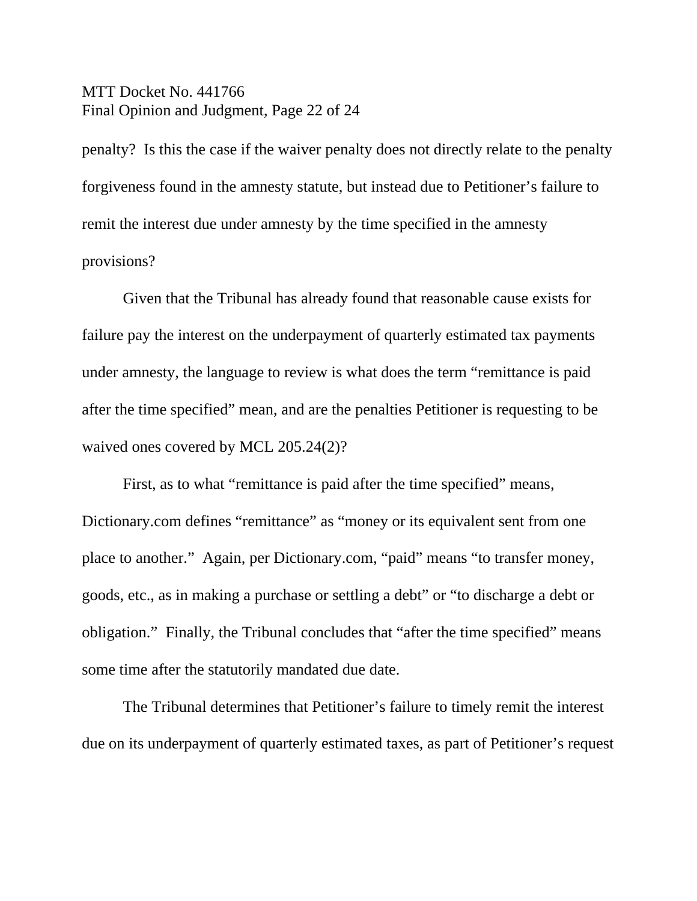penalty? Is this the case if the waiver penalty does not directly relate to the penalty forgiveness found in the amnesty statute, but instead due to Petitioner's failure to remit the interest due under amnesty by the time specified in the amnesty provisions?

Given that the Tribunal has already found that reasonable cause exists for failure pay the interest on the underpayment of quarterly estimated tax payments under amnesty, the language to review is what does the term "remittance is paid after the time specified" mean, and are the penalties Petitioner is requesting to be waived ones covered by MCL 205.24(2)?

First, as to what "remittance is paid after the time specified" means, Dictionary.com defines "remittance" as "money or its equivalent sent from one place to another." Again, per Dictionary.com, "paid" means "to transfer money, goods, etc., as in making a purchase or settling a debt" or "to discharge a debt or obligation." Finally, the Tribunal concludes that "after the time specified" means some time after the statutorily mandated due date.

The Tribunal determines that Petitioner's failure to timely remit the interest due on its underpayment of quarterly estimated taxes, as part of Petitioner's request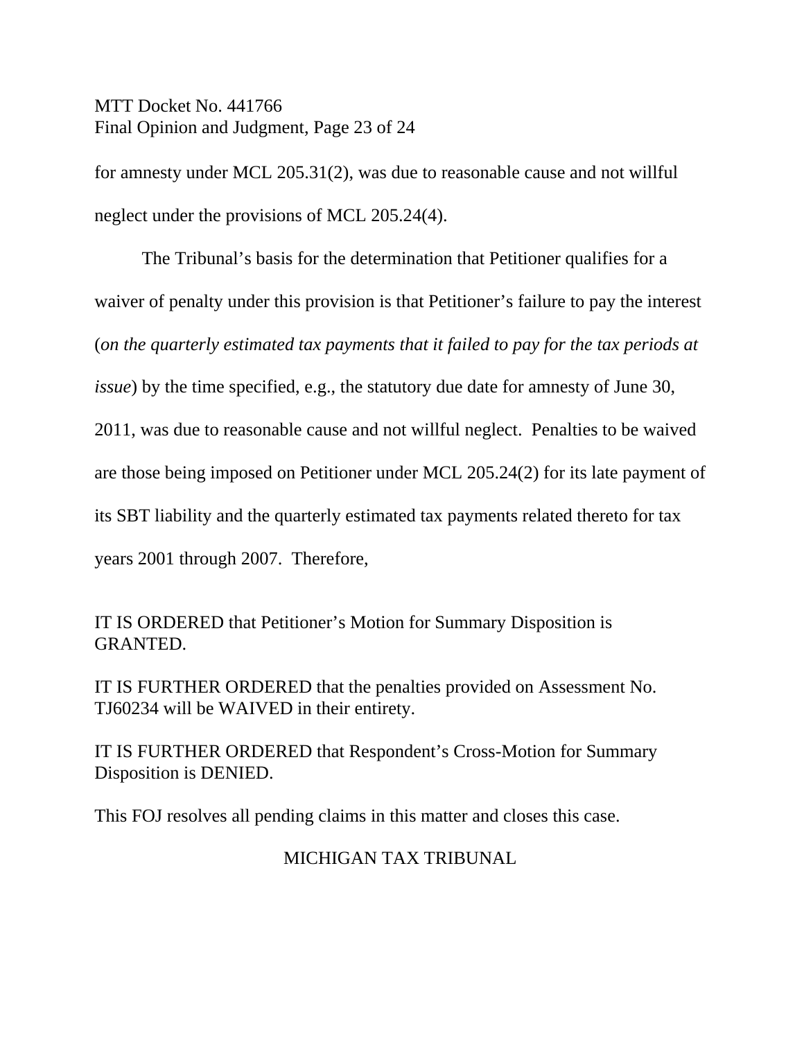for amnesty under MCL 205.31(2), was due to reasonable cause and not willful neglect under the provisions of MCL 205.24(4).

The Tribunal's basis for the determination that Petitioner qualifies for a waiver of penalty under this provision is that Petitioner's failure to pay the interest (*on the quarterly estimated tax payments that it failed to pay for the tax periods at issue*) by the time specified, e.g., the statutory due date for amnesty of June 30, 2011, was due to reasonable cause and not willful neglect. Penalties to be waived are those being imposed on Petitioner under MCL 205.24(2) for its late payment of its SBT liability and the quarterly estimated tax payments related thereto for tax years 2001 through 2007. Therefore,

IT IS ORDERED that Petitioner's Motion for Summary Disposition is GRANTED.

IT IS FURTHER ORDERED that the penalties provided on Assessment No. TJ60234 will be WAIVED in their entirety.

IT IS FURTHER ORDERED that Respondent's Cross-Motion for Summary Disposition is DENIED.

This FOJ resolves all pending claims in this matter and closes this case.

MICHIGAN TAX TRIBUNAL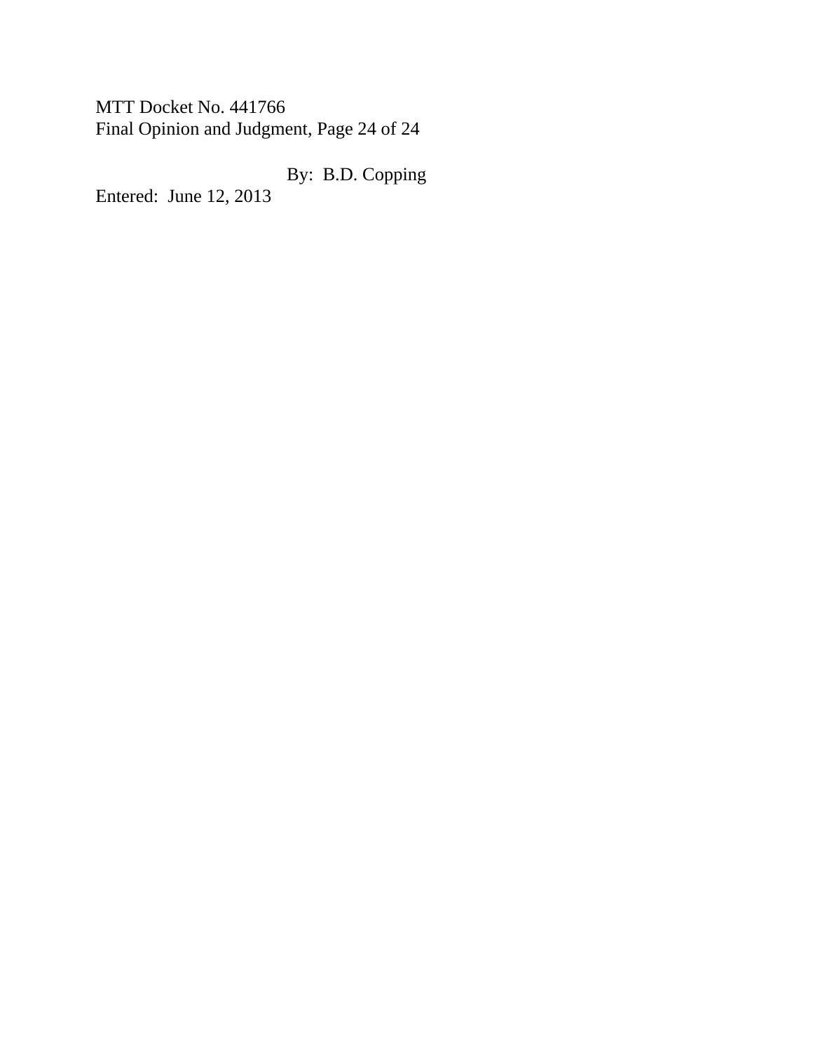By: B.D. Copping

Entered: June 12, 2013